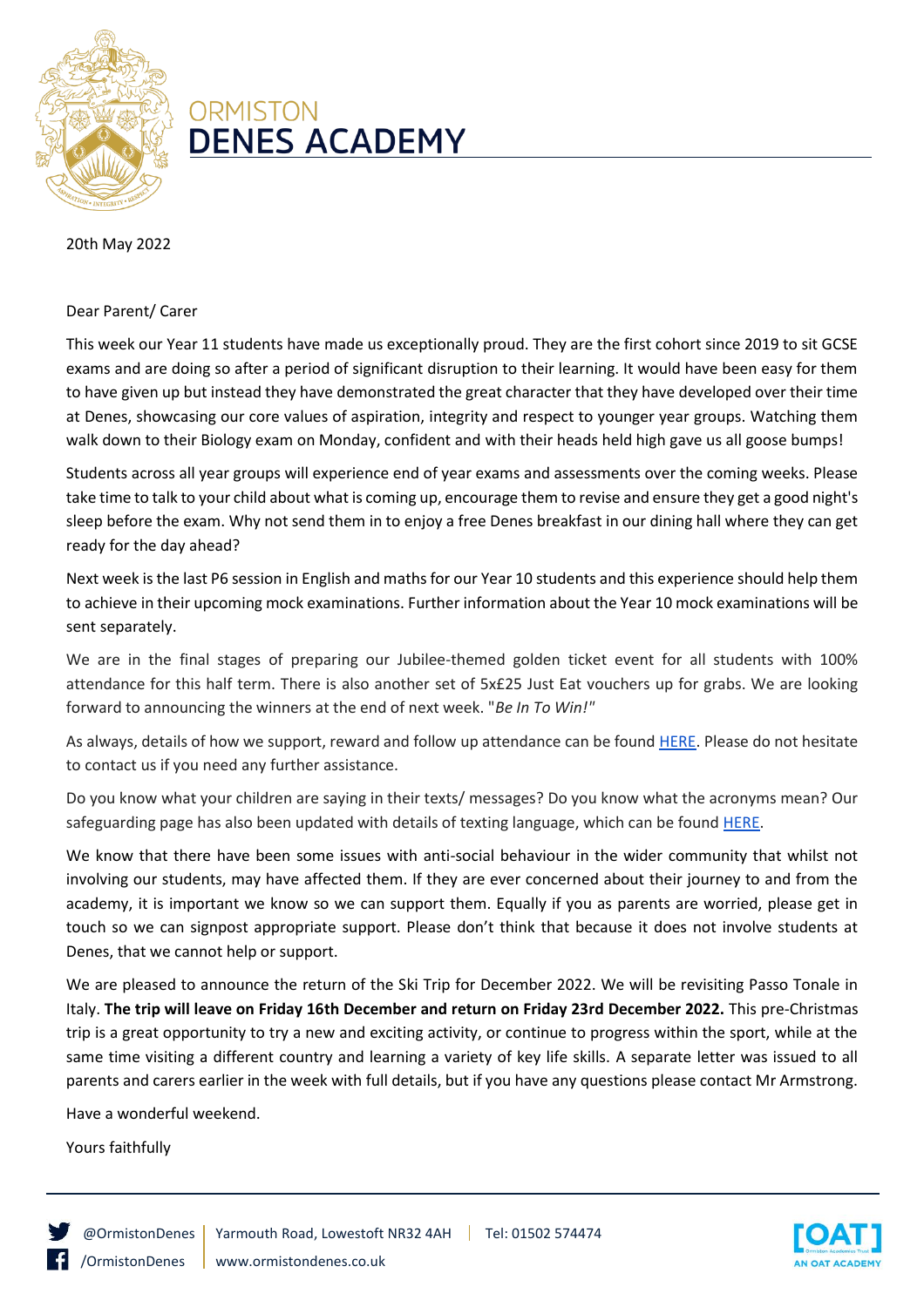# ORMISTON DENES ACADEMY

20th May 2022

Dear Parent/ Carer

This week our Year 11 students have made us exceptionally proud. They are the first cohort since 2019 to sit GCSE exams and are doing so after a period of significant disruption to their learning. It would have been easy for them to have given up but instead they have demonstrated the great character that they have developed over their time at Denes, showcasing our core values of aspiration, integrity and respect to younger year groups. Watching them walk down to their Biology exam on Monday, confident and with their heads held high gave us all goose bumps!

Students across all year groups will experience end of year exams and assessments over the coming weeks. Please take time to talk to your child about what is coming up, encourage them to revise and ensure they get a good night's sleep before the exam. Why not send them in to enjoy a free Denes breakfast in our dining hall where they can get ready for the day ahead?

Next week is the last P6 session in English and maths for our Year 10 students and this experience should help them to achieve in their upcoming mock examinations. Further information about the Year 10 mock examinations will be sent separately.

We are in the final stages of preparing our Jubilee-themed golden ticket event for all students with 100% attendance for this half term. There is also another set of 5x£25 Just Eat vouchers up for grabs. We are looking forward to announcing the winners at the end of next week. "*Be In To Win!*"

As always, details of how we support, reward and follow up attendance can be found HERE. Please do not hesitate to contact us if you need any further assistance.

Do you know what your children are saying in their texts/ messages? Do you know what the acronyms mean? Our safeguarding page has also been updated with details of texting language, which can be found HERE.

We know that there have been some issues with anti-social behaviour in the wider community that whilst not involving our students, may have affected them. If they are ever concerned about their journey to and from the academy, it is important we know so we can support them. Equally if you as parents are worried, please get in touch so we can signpost appropriate support. Please don't think that because it does not involve students at Denes, that we cannot help or support.

We are pleased to announce the return of the Ski Trip for December 2022. We will be revisiting Passo Tonale in Italy. **The trip will leave on Friday 16th December and return on Friday 23rd December 2022.** This pre-Christmas trip is a great opportunity to try a new and exciting activity, or continue to progress within the sport, while at the same time visiting a different country and learning a variety of key life skills. A separate letter was issued to all parents and carers earlier in the week with full details, but if you have any questions please contact Mr Armstrong.

Have a wonderful weekend.

Yours faithfully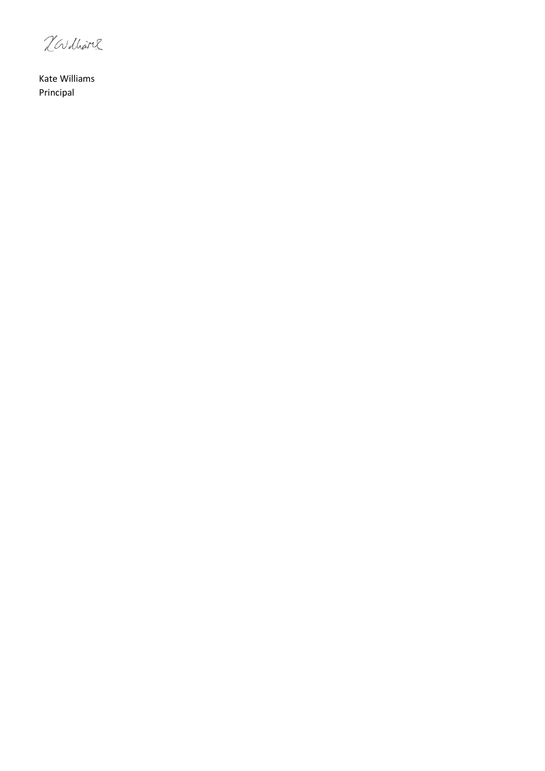K Williams

Kate Williams
Principal